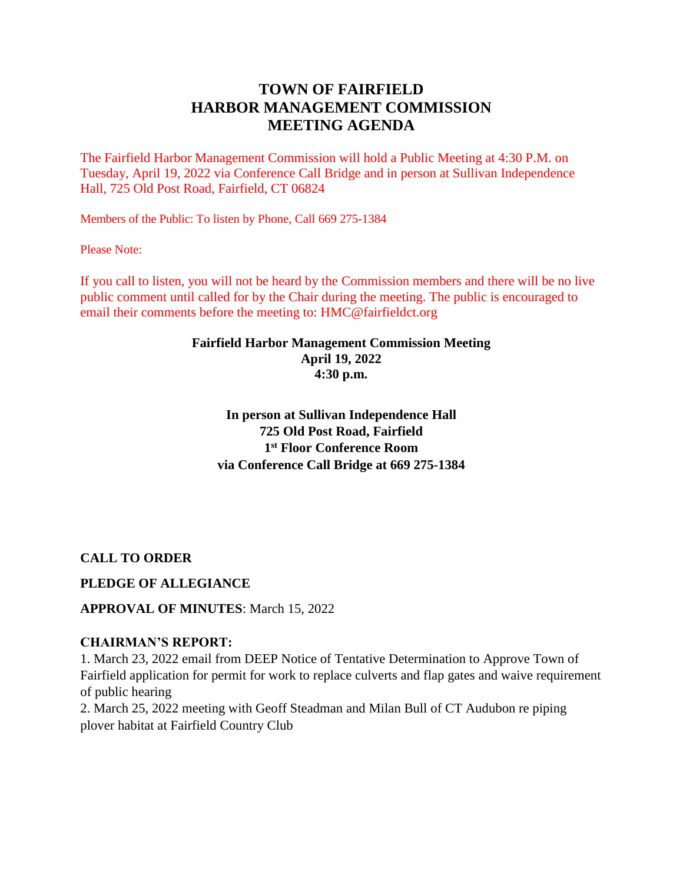# TOWN OF FAIRFIELD
# HARBOR MANAGEMENT COMMISSION
# MEETING AGENDA

The Fairfield Harbor Management Commission will hold a Public Meeting at 4:30 P.M. on Tuesday, April 19, 2022 via Conference Call Bridge and in person at Sullivan Independence Hall, 725 Old Post Road, Fairfield, CT 06824

Members of the Public: To listen by Phone, Call 669 275-1384

Please Note:

If you call to listen, you will not be heard by the Commission members and there will be no live public comment until called for by the Chair during the meeting. The public is encouraged to email their comments before the meeting to: HMC@fairfieldct.org

**Fairfield Harbor Management Commission Meeting**
**April 19, 2022**
**4:30 p.m.**

**In person at Sullivan Independence Hall**
**725 Old Post Road, Fairfield**
**1st Floor Conference Room**
**via Conference Call Bridge at 669 275-1384**

**CALL TO ORDER**

**PLEDGE OF ALLEGIANCE**

**APPROVAL OF MINUTES**: March 15, 2022

**CHAIRMAN'S REPORT:**

1. March 23, 2022 email from DEEP Notice of Tentative Determination to Approve Town of Fairfield application for permit for work to replace culverts and flap gates and waive requirement of public hearing
2. March 25, 2022 meeting with Geoff Steadman and Milan Bull of CT Audubon re piping plover habitat at Fairfield Country Club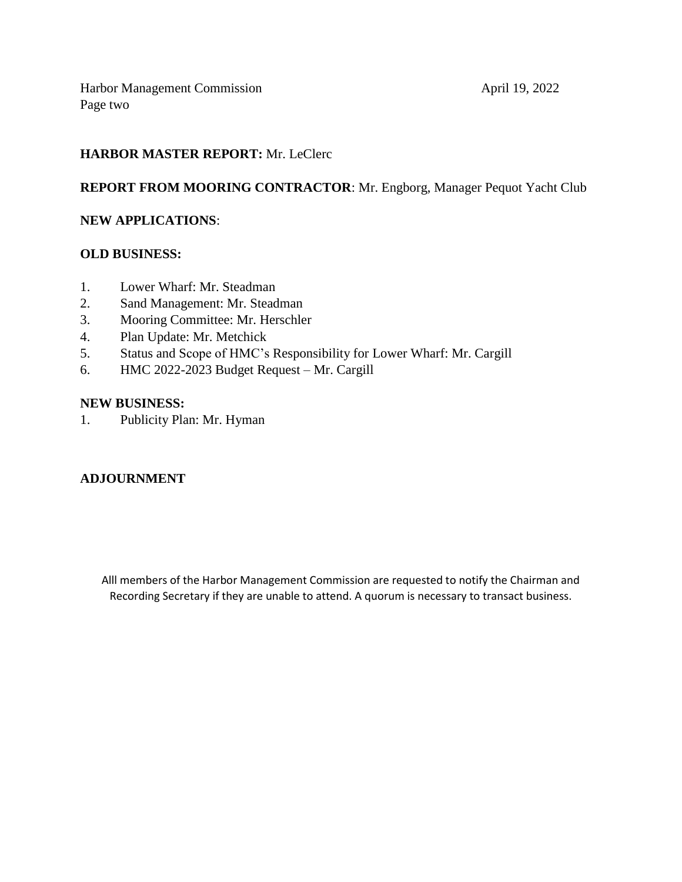**HARBOR MASTER REPORT:** Mr. LeClerc

**REPORT FROM MOORING CONTRACTOR**: Mr. Engborg, Manager Pequot Yacht Club

**NEW APPLICATIONS**:

**OLD BUSINESS:**

1. Lower Wharf: Mr. Steadman
2. Sand Management: Mr. Steadman
3. Mooring Committee: Mr. Herschler
4. Plan Update: Mr. Metchick
5. Status and Scope of HMC's Responsibility for Lower Wharf: Mr. Cargill
6. HMC 2022-2023 Budget Request – Mr. Cargill

**NEW BUSINESS:**

1. Publicity Plan: Mr. Hyman

**ADJOURNMENT**

Alll members of the Harbor Management Commission are requested to notify the Chairman and Recording Secretary if they are unable to attend. A quorum is necessary to transact business.